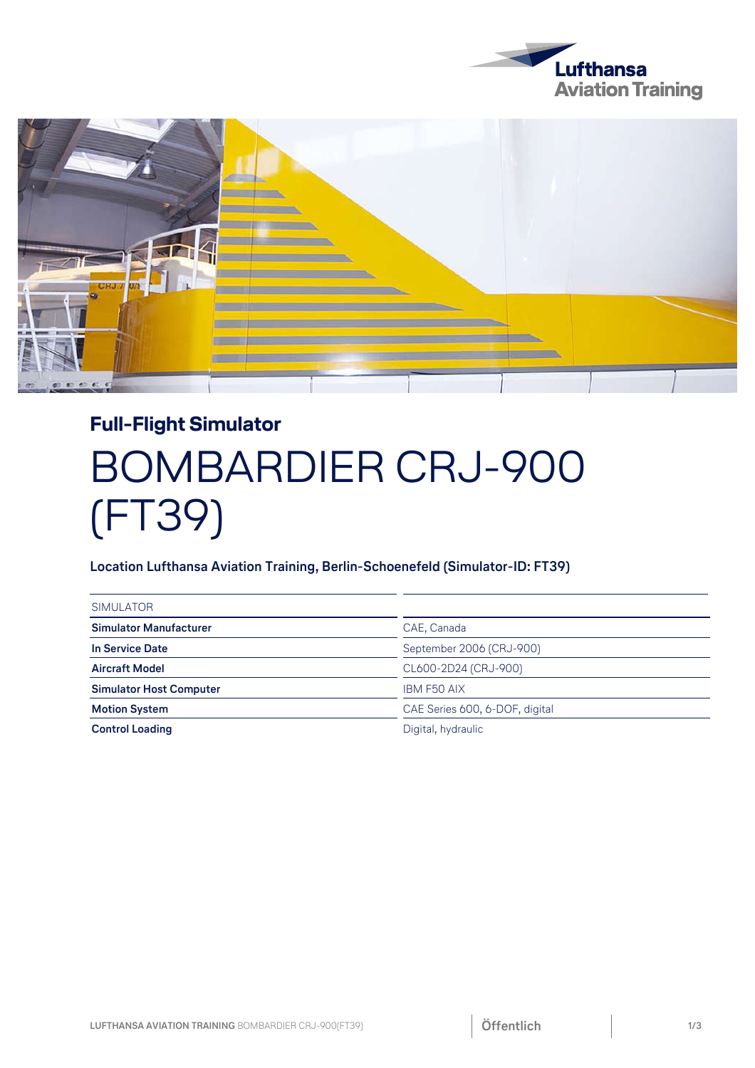## Full-Flight Simulator

# BOMBARDIER CRJ-900 (FT39)

**Location Lufthansa Aviation Training, Berlin-Schoenefeld (Simulator-ID: FT39)**

| SIMULATOR | |
|---|---|
| **Simulator Manufacturer** | CAE, Canada |
| **In Service Date** | September 2006 (CRJ-900) |
| **Aircraft Model** | CL600-2D24 (CRJ-900) |
| **Simulator Host Computer** | IBM F50 AIX |
| **Motion System** | CAE Series 600, 6-DOF, digital |
| **Control Loading** | Digital, hydraulic |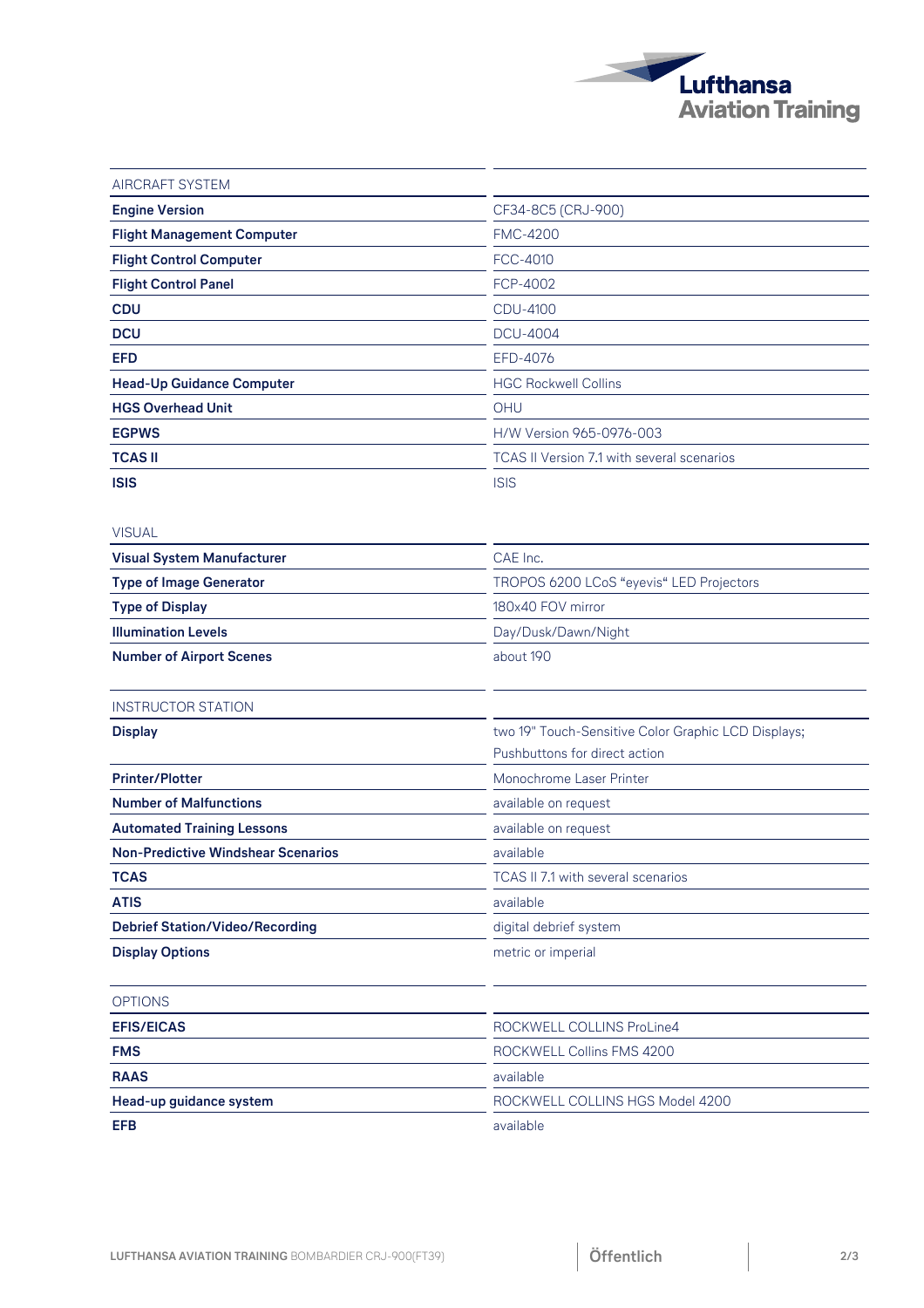| AIRCRAFT SYSTEM | |
| --- | --- |
| **Engine Version** | CF34-8C5 (CRJ-900) |
| **Flight Management Computer** | FMC-4200 |
| **Flight Control Computer** | FCC-4010 |
| **Flight Control Panel** | FCP-4002 |
| **CDU** | CDU-4100 |
| **DCU** | DCU-4004 |
| **EFD** | EFD-4076 |
| **Head-Up Guidance Computer** | HGC Rockwell Collins |
| **HGS Overhead Unit** | OHU |
| **EGPWS** | H/W Version 965-0976-003 |
| **TCAS II** | TCAS II Version 7.1 with several scenarios |
| **ISIS** | ISIS |

| VISUAL | |
| --- | --- |
| **Visual System Manufacturer** | CAE Inc. |
| **Type of Image Generator** | TROPOS 6200 LCoS "eyevis" LED Projectors |
| **Type of Display** | 180x40 FOV mirror |
| **Illumination Levels** | Day/Dusk/Dawn/Night |
| **Number of Airport Scenes** | about 190 |

| INSTRUCTOR STATION | |
| --- | --- |
| **Display** | two 19" Touch-Sensitive Color Graphic LCD Displays; Pushbuttons for direct action |
| **Printer/Plotter** | Monochrome Laser Printer |
| **Number of Malfunctions** | available on request |
| **Automated Training Lessons** | available on request |
| **Non-Predictive Windshear Scenarios** | available |
| **TCAS** | TCAS II 7.1 with several scenarios |
| **ATIS** | available |
| **Debrief Station/Video/Recording** | digital debrief system |
| **Display Options** | metric or imperial |

| OPTIONS | |
| --- | --- |
| **EFIS/EICAS** | ROCKWELL COLLINS ProLine4 |
| **FMS** | ROCKWELL Collins FMS 4200 |
| **RAAS** | available |
| **Head-up guidance system** | ROCKWELL COLLINS HGS Model 4200 |
| **EFB** | available |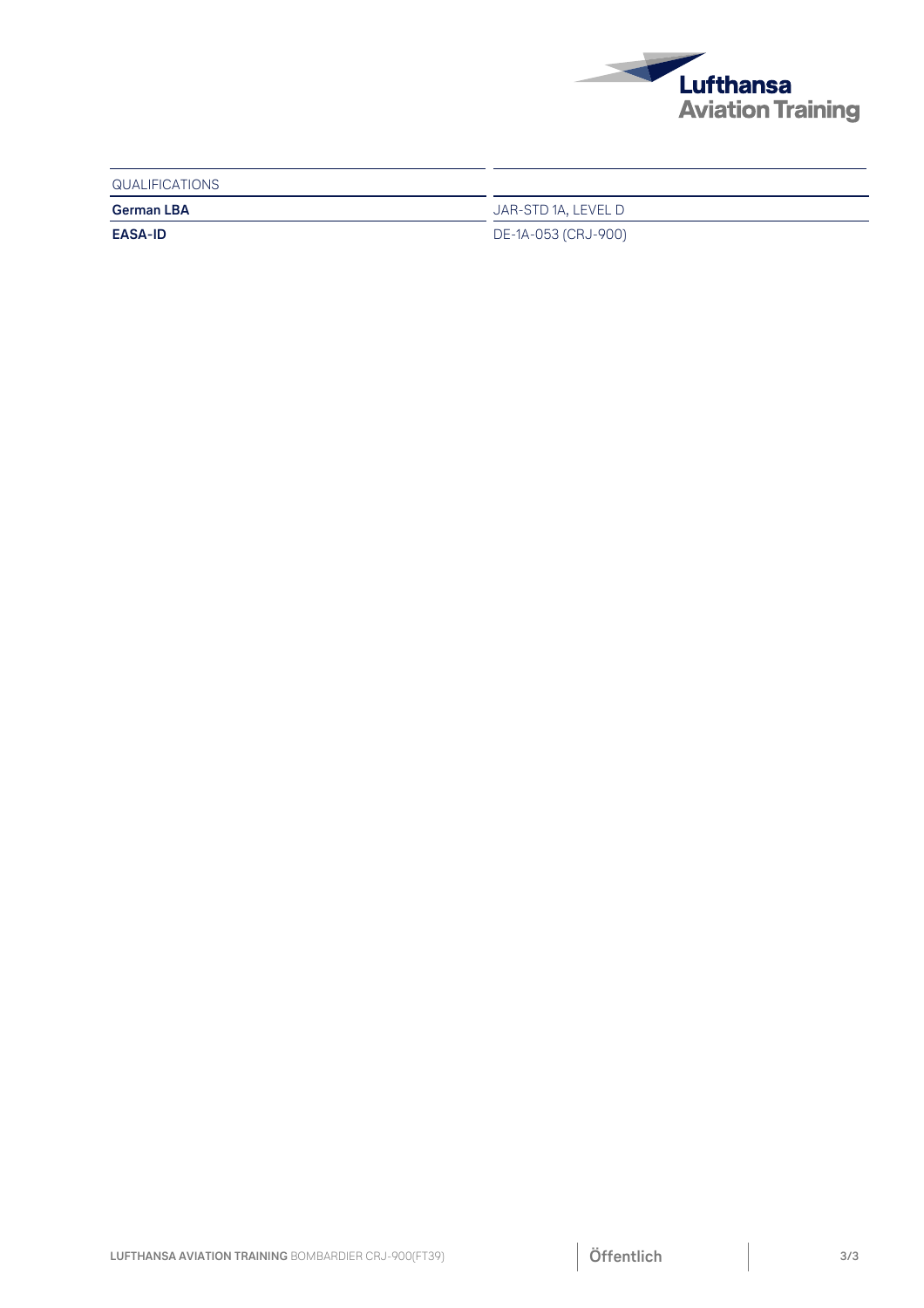| QUALIFICATIONS | |
| --- | --- |
| **German LBA** | JAR-STD 1A, LEVEL D |
| **EASA-ID** | DE-1A-053 (CRJ-900) |